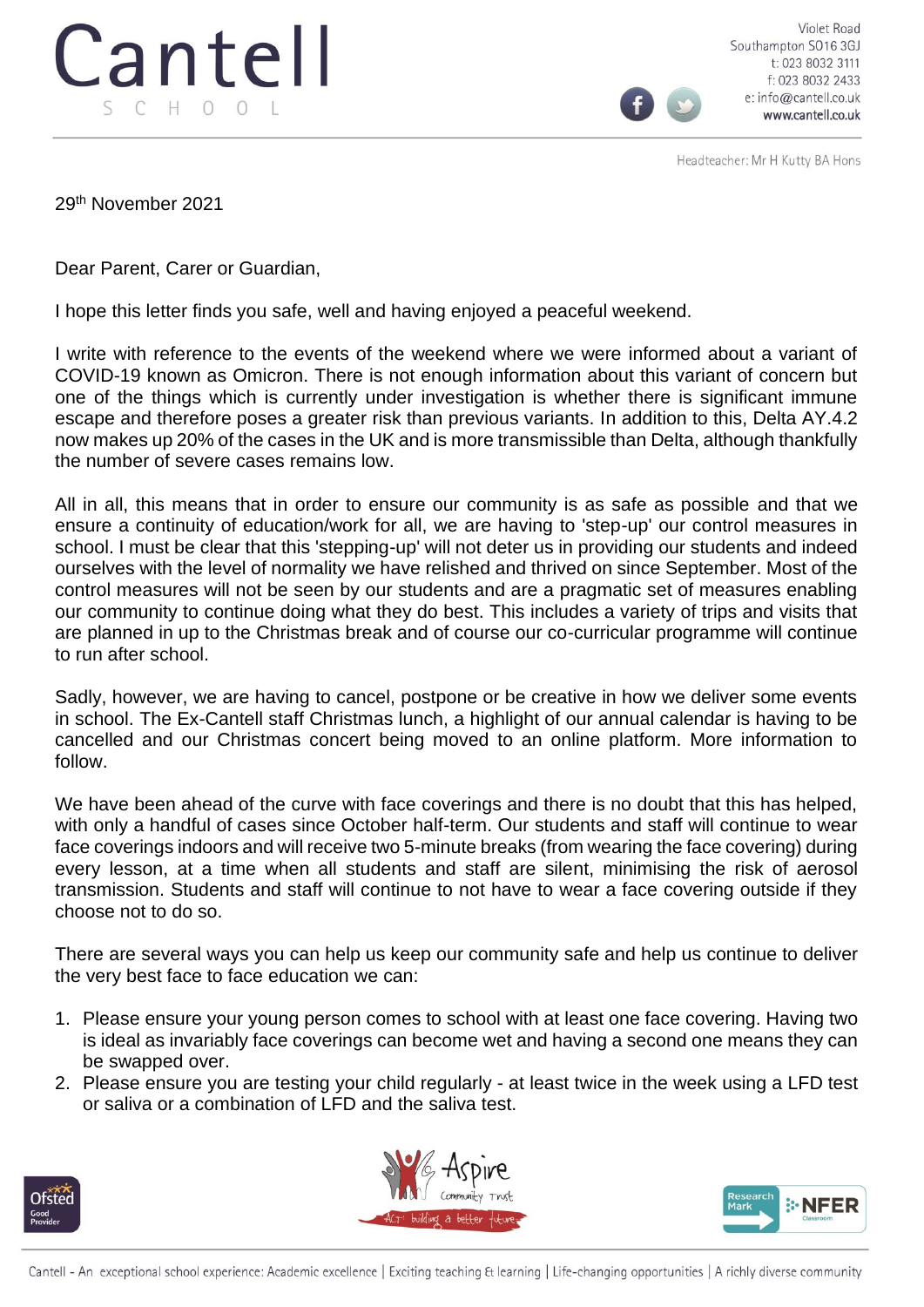# Cantell
S C H O O L

Violet Road
Southampton SO16 3GJ
t: 023 8032 3111
f: 023 8032 2433
e: info@cantell.co.uk
www.cantell.co.uk

Headteacher: Mr H Kutty BA Hons

29th November 2021

Dear Parent, Carer or Guardian,

I hope this letter finds you safe, well and having enjoyed a peaceful weekend.

I write with reference to the events of the weekend where we were informed about a variant of COVID-19 known as Omicron. There is not enough information about this variant of concern but one of the things which is currently under investigation is whether there is significant immune escape and therefore poses a greater risk than previous variants. In addition to this, Delta AY.4.2 now makes up 20% of the cases in the UK and is more transmissible than Delta, although thankfully the number of severe cases remains low.

All in all, this means that in order to ensure our community is as safe as possible and that we ensure a continuity of education/work for all, we are having to 'step-up' our control measures in school. I must be clear that this 'stepping-up' will not deter us in providing our students and indeed ourselves with the level of normality we have relished and thrived on since September. Most of the control measures will not be seen by our students and are a pragmatic set of measures enabling our community to continue doing what they do best. This includes a variety of trips and visits that are planned in up to the Christmas break and of course our co-curricular programme will continue to run after school.

Sadly, however, we are having to cancel, postpone or be creative in how we deliver some events in school. The Ex-Cantell staff Christmas lunch, a highlight of our annual calendar is having to be cancelled and our Christmas concert being moved to an online platform. More information to follow.

We have been ahead of the curve with face coverings and there is no doubt that this has helped, with only a handful of cases since October half-term. Our students and staff will continue to wear face coverings indoors and will receive two 5-minute breaks (from wearing the face covering) during every lesson, at a time when all students and staff are silent, minimising the risk of aerosol transmission. Students and staff will continue to not have to wear a face covering outside if they choose not to do so.

There are several ways you can help us keep our community safe and help us continue to deliver the very best face to face education we can:

1. Please ensure your young person comes to school with at least one face covering. Having two is ideal as invariably face coverings can become wet and having a second one means they can be swapped over.
2. Please ensure you are testing your child regularly - at least twice in the week using a LFD test or saliva or a combination of LFD and the saliva test.

Cantell - An exceptional school experience: Academic excellence | Exciting teaching & learning | Life-changing opportunities | A richly diverse community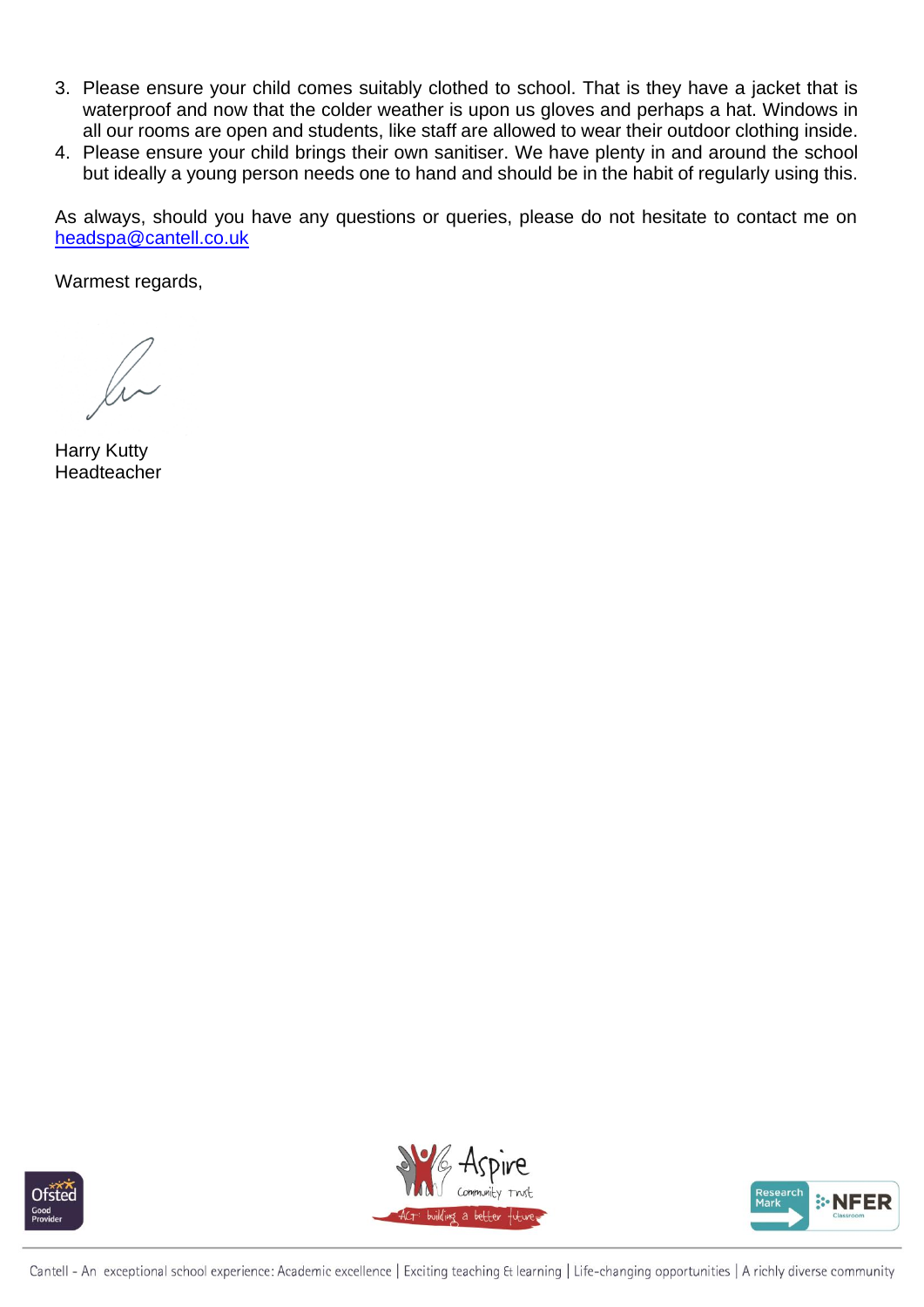3. Please ensure your child comes suitably clothed to school. That is they have a jacket that is waterproof and now that the colder weather is upon us gloves and perhaps a hat. Windows in all our rooms are open and students, like staff are allowed to wear their outdoor clothing inside.
4. Please ensure your child brings their own sanitiser. We have plenty in and around the school but ideally a young person needs one to hand and should be in the habit of regularly using this.

As always, should you have any questions or queries, please do not hesitate to contact me on headspa@cantell.co.uk

Warmest regards,

Harry Kutty
Headteacher

Cantell - An exceptional school experience: Academic excellence | Exciting teaching & learning | Life-changing opportunities | A richly diverse community